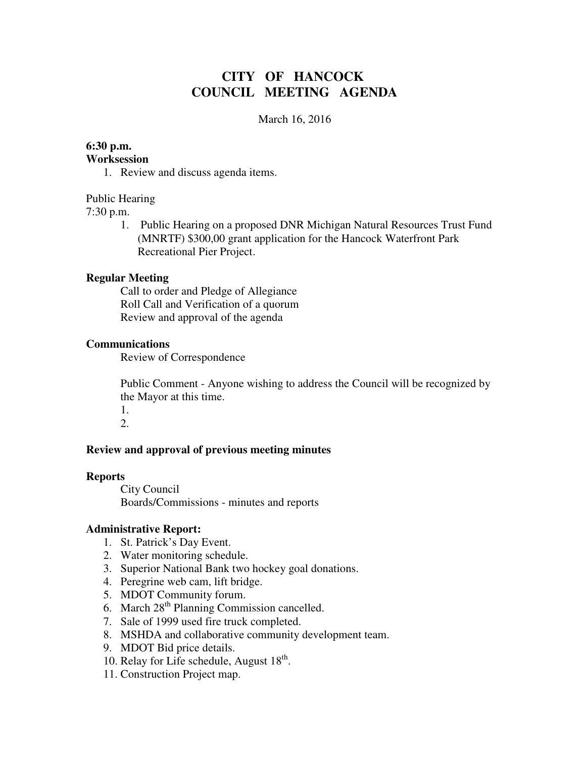# CITY OF HANCOCK
# COUNCIL MEETING AGENDA

March 16, 2016

**6:30 p.m.**
**Worksession**

1. Review and discuss agenda items.

Public Hearing
7:30 p.m.

1. Public Hearing on a proposed DNR Michigan Natural Resources Trust Fund (MNRTF) $300,00 grant application for the Hancock Waterfront Park Recreational Pier Project.

**Regular Meeting**

Call to order and Pledge of Allegiance
Roll Call and Verification of a quorum
Review and approval of the agenda

**Communications**

Review of Correspondence

Public Comment - Anyone wishing to address the Council will be recognized by the Mayor at this time.
1.
2.

**Review and approval of previous meeting minutes**

**Reports**

City Council
Boards/Commissions - minutes and reports

**Administrative Report:**

1. St. Patrick's Day Event.
2. Water monitoring schedule.
3. Superior National Bank two hockey goal donations.
4. Peregrine web cam, lift bridge.
5. MDOT Community forum.
6. March 28th Planning Commission cancelled.
7. Sale of 1999 used fire truck completed.
8. MSHDA and collaborative community development team.
9. MDOT Bid price details.
10. Relay for Life schedule, August 18th.
11. Construction Project map.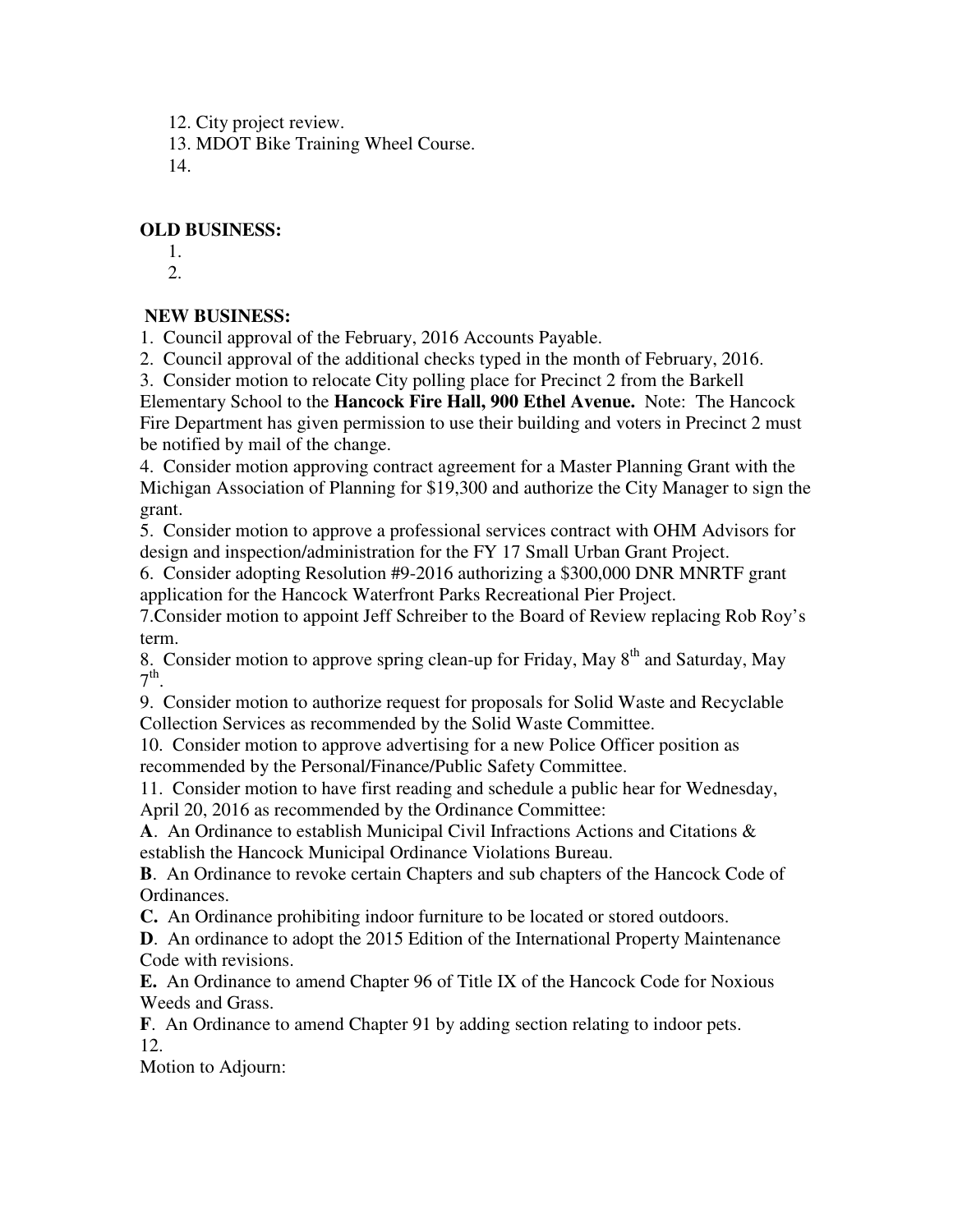12. City project review.
13. MDOT Bike Training Wheel Course.
14.

**OLD BUSINESS:**

1.
2.

**NEW BUSINESS:**

1. Council approval of the February, 2016 Accounts Payable.
2. Council approval of the additional checks typed in the month of February, 2016.
3. Consider motion to relocate City polling place for Precinct 2 from the Barkell Elementary School to the **Hancock Fire Hall, 900 Ethel Avenue.** Note: The Hancock Fire Department has given permission to use their building and voters in Precinct 2 must be notified by mail of the change.
4. Consider motion approving contract agreement for a Master Planning Grant with the Michigan Association of Planning for $19,300 and authorize the City Manager to sign the grant.
5. Consider motion to approve a professional services contract with OHM Advisors for design and inspection/administration for the FY 17 Small Urban Grant Project.
6. Consider adopting Resolution #9-2016 authorizing a $300,000 DNR MNRTF grant application for the Hancock Waterfront Parks Recreational Pier Project.
7. Consider motion to appoint Jeff Schreiber to the Board of Review replacing Rob Roy's term.
8. Consider motion to approve spring clean-up for Friday, May 8th and Saturday, May 7th.
9. Consider motion to authorize request for proposals for Solid Waste and Recyclable Collection Services as recommended by the Solid Waste Committee.
10. Consider motion to approve advertising for a new Police Officer position as recommended by the Personal/Finance/Public Safety Committee.
11. Consider motion to have first reading and schedule a public hear for Wednesday, April 20, 2016 as recommended by the Ordinance Committee:

**A**. An Ordinance to establish Municipal Civil Infractions Actions and Citations & establish the Hancock Municipal Ordinance Violations Bureau.

**B**. An Ordinance to revoke certain Chapters and sub chapters of the Hancock Code of Ordinances.

**C.** An Ordinance prohibiting indoor furniture to be located or stored outdoors.

**D**. An ordinance to adopt the 2015 Edition of the International Property Maintenance Code with revisions.

**E.** An Ordinance to amend Chapter 96 of Title IX of the Hancock Code for Noxious Weeds and Grass.

**F**. An Ordinance to amend Chapter 91 by adding section relating to indoor pets.

12.

Motion to Adjourn: